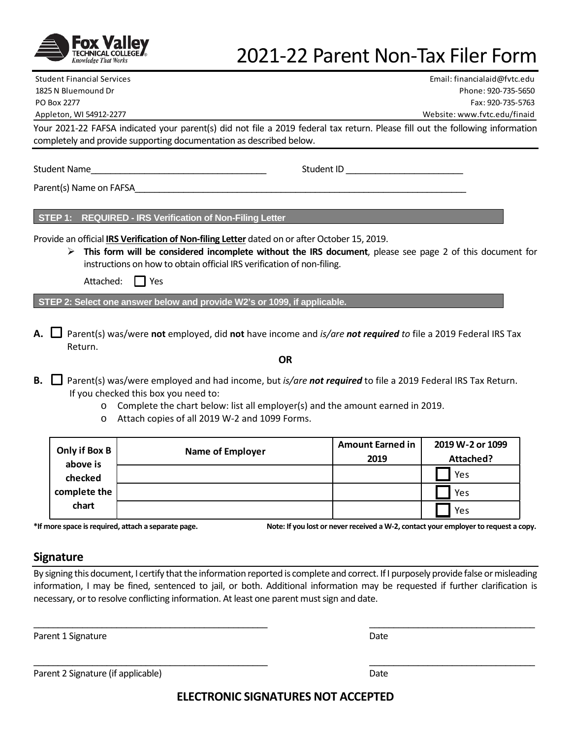Fox Valley Technical College® — Knowledge That Works

# 2021-22 Parent Non-Tax Filer Form

Student Financial Services
1825 N Bluemound Dr
PO Box 2277
Appleton, WI 54912-2277

Email: financialaid@fvtc.edu
Phone: 920-735-5650
Fax: 920-735-5763
Website: www.fvtc.edu/finaid

Your 2021-22 FAFSA indicated your parent(s) did not file a 2019 federal tax return. Please fill out the following information completely and provide supporting documentation as described below.

Student Name___________________________________ Student ID ________________________

Parent(s) Name on FAFSA_____________________________________________________________________

## STEP 1: REQUIRED - IRS Verification of Non-Filing Letter

Provide an official **IRS Verification of Non-filing Letter** dated on or after October 15, 2019.

- **This form will be considered incomplete without the IRS document**, please see page 2 of this document for instructions on how to obtain official IRS verification of non-filing.

  Attached: ☐ Yes

## STEP 2: Select one answer below and provide W2's or 1099, if applicable.

**A.** ☐ Parent(s) was/were **not** employed, did **not** have income and *is/are **not required** to* file a 2019 Federal IRS Tax Return.

**OR**

**B.** ☐ Parent(s) was/were employed and had income, but *is/are **not required*** to file a 2019 Federal IRS Tax Return. If you checked this box you need to:

- Complete the chart below: list all employer(s) and the amount earned in 2019.
- Attach copies of all 2019 W-2 and 1099 Forms.

| Only if Box B above is checked complete the chart | Name of Employer | Amount Earned in 2019 | 2019 W-2 or 1099 Attached? |
|---|---|---|---|
| | | | ☐ Yes |
| | | | ☐ Yes |
| | | | ☐ Yes |

**\*If more space is required, attach a separate page.** **Note: If you lost or never received a W-2, contact your employer to request a copy.**

## Signature

By signing this document, I certify that the information reported is complete and correct. If I purposely provide false or misleading information, I may be fined, sentenced to jail, or both. Additional information may be requested if further clarification is necessary, or to resolve conflicting information. At least one parent must sign and date.

_______________________________________________ ___________________________________

Parent 1 Signature Date

_______________________________________________ ___________________________________

Parent 2 Signature (if applicable) Date

**ELECTRONIC SIGNATURES NOT ACCEPTED**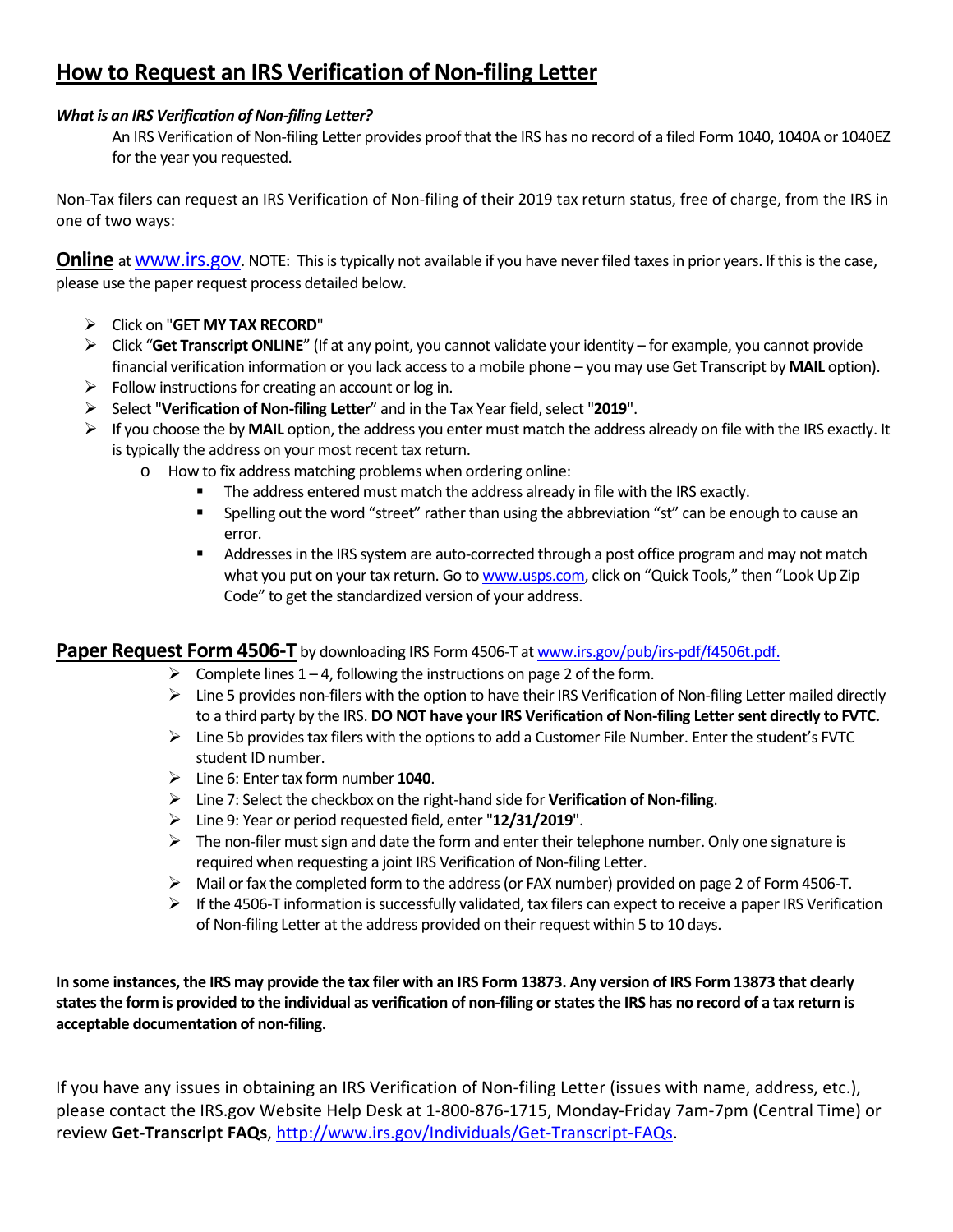# How to Request an IRS Verification of Non-filing Letter

***What is an IRS Verification of Non-filing Letter?***

An IRS Verification of Non-filing Letter provides proof that the IRS has no record of a filed Form 1040, 1040A or 1040EZ for the year you requested.

Non-Tax filers can request an IRS Verification of Non-filing of their 2019 tax return status, free of charge, from the IRS in one of two ways:

**Online** at www.irs.gov. NOTE: This is typically not available if you have never filed taxes in prior years. If this is the case, please use the paper request process detailed below.

- Click on "**GET MY TAX RECORD**"
- Click "**Get Transcript ONLINE**" (If at any point, you cannot validate your identity – for example, you cannot provide financial verification information or you lack access to a mobile phone – you may use Get Transcript by **MAIL** option).
- Follow instructions for creating an account or log in.
- Select "**Verification of Non-filing Letter**" and in the Tax Year field, select "**2019**".
- If you choose the by **MAIL** option, the address you enter must match the address already on file with the IRS exactly. It is typically the address on your most recent tax return.
  - How to fix address matching problems when ordering online:
    - The address entered must match the address already in file with the IRS exactly.
    - Spelling out the word "street" rather than using the abbreviation "st" can be enough to cause an error.
    - Addresses in the IRS system are auto-corrected through a post office program and may not match what you put on your tax return. Go to www.usps.com, click on "Quick Tools," then "Look Up Zip Code" to get the standardized version of your address.

**Paper Request Form 4506-T** by downloading IRS Form 4506-T at www.irs.gov/pub/irs-pdf/f4506t.pdf.

- Complete lines 1 – 4, following the instructions on page 2 of the form.
- Line 5 provides non-filers with the option to have their IRS Verification of Non-filing Letter mailed directly to a third party by the IRS. **DO NOT have your IRS Verification of Non-filing Letter sent directly to FVTC.**
- Line 5b provides tax filers with the options to add a Customer File Number. Enter the student's FVTC student ID number.
- Line 6: Enter tax form number **1040**.
- Line 7: Select the checkbox on the right-hand side for **Verification of Non-filing**.
- Line 9: Year or period requested field, enter "**12/31/2019**".
- The non-filer must sign and date the form and enter their telephone number. Only one signature is required when requesting a joint IRS Verification of Non-filing Letter.
- Mail or fax the completed form to the address (or FAX number) provided on page 2 of Form 4506-T.
- If the 4506-T information is successfully validated, tax filers can expect to receive a paper IRS Verification of Non-filing Letter at the address provided on their request within 5 to 10 days.

**In some instances, the IRS may provide the tax filer with an IRS Form 13873. Any version of IRS Form 13873 that clearly states the form is provided to the individual as verification of non-filing or states the IRS has no record of a tax return is acceptable documentation of non-filing.**

If you have any issues in obtaining an IRS Verification of Non-filing Letter (issues with name, address, etc.), please contact the IRS.gov Website Help Desk at 1-800-876-1715, Monday-Friday 7am-7pm (Central Time) or review **Get-Transcript FAQs**, http://www.irs.gov/Individuals/Get-Transcript-FAQs.